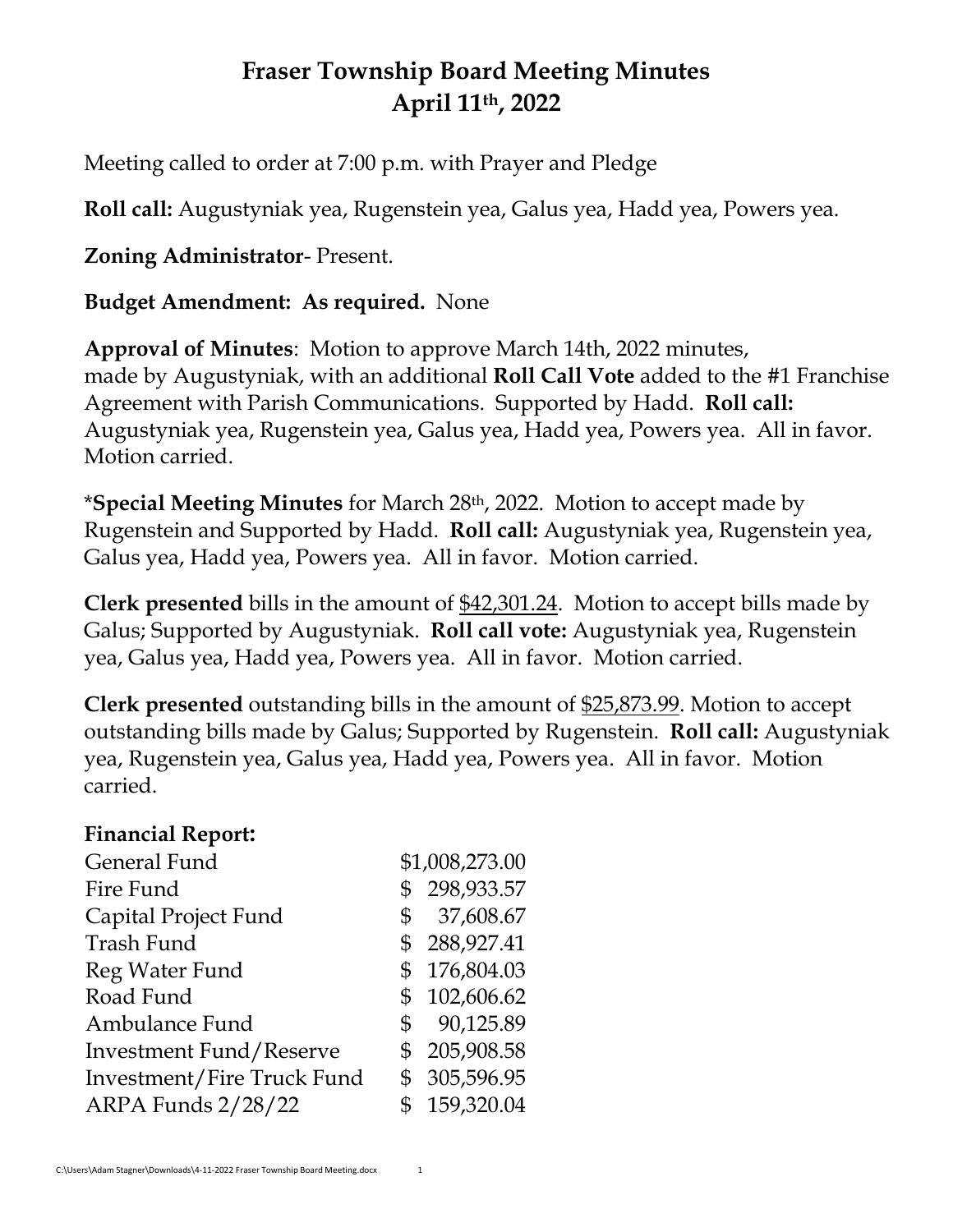# Fraser Township Board Meeting Minutes
# April 11th, 2022

Meeting called to order at 7:00 p.m. with Prayer and Pledge

**Roll call:** Augustyniak yea, Rugenstein yea, Galus yea, Hadd yea, Powers yea.

**Zoning Administrator**- Present.

**Budget Amendment: As required.** None

**Approval of Minutes**: Motion to approve March 14th, 2022 minutes, made by Augustyniak, with an additional **Roll Call Vote** added to the #1 Franchise Agreement with Parish Communications. Supported by Hadd. **Roll call:** Augustyniak yea, Rugenstein yea, Galus yea, Hadd yea, Powers yea. All in favor. Motion carried.

\***Special Meeting Minutes** for March 28th, 2022. Motion to accept made by Rugenstein and Supported by Hadd. **Roll call:** Augustyniak yea, Rugenstein yea, Galus yea, Hadd yea, Powers yea. All in favor. Motion carried.

**Clerk presented** bills in the amount of <u>$42,301.24</u>. Motion to accept bills made by Galus; Supported by Augustyniak. **Roll call vote:** Augustyniak yea, Rugenstein yea, Galus yea, Hadd yea, Powers yea. All in favor. Motion carried.

**Clerk presented** outstanding bills in the amount of <u>$25,873.99</u>. Motion to accept outstanding bills made by Galus; Supported by Rugenstein. **Roll call:** Augustyniak yea, Rugenstein yea, Galus yea, Hadd yea, Powers yea. All in favor. Motion carried.

**Financial Report:**

| Fund | Amount |
|---|---|
| General Fund | $1,008,273.00 |
| Fire Fund | $ 298,933.57 |
| Capital Project Fund | $ 37,608.67 |
| Trash Fund | $ 288,927.41 |
| Reg Water Fund | $ 176,804.03 |
| Road Fund | $ 102,606.62 |
| Ambulance Fund | $ 90,125.89 |
| Investment Fund/Reserve | $ 205,908.58 |
| Investment/Fire Truck Fund | $ 305,596.95 |
| ARPA Funds 2/28/22 | $ 159,320.04 |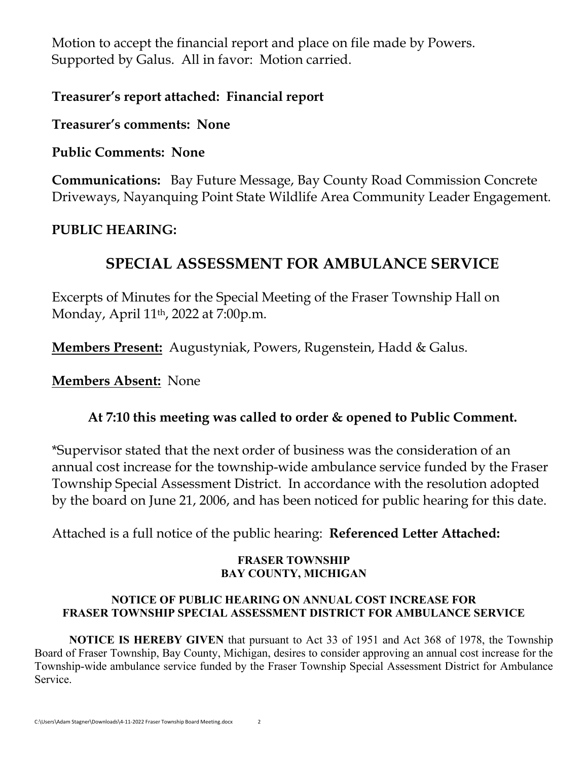Motion to accept the financial report and place on file made by Powers. Supported by Galus. All in favor: Motion carried.

**Treasurer's report attached: Financial report**

**Treasurer's comments: None**

**Public Comments: None**

**Communications:** Bay Future Message, Bay County Road Commission Concrete Driveways, Nayanquing Point State Wildlife Area Community Leader Engagement.

**PUBLIC HEARING:**

## SPECIAL ASSESSMENT FOR AMBULANCE SERVICE

Excerpts of Minutes for the Special Meeting of the Fraser Township Hall on Monday, April 11th, 2022 at 7:00p.m.

**Members Present:** Augustyniak, Powers, Rugenstein, Hadd & Galus.

**Members Absent:** None

**At 7:10 this meeting was called to order & opened to Public Comment.**

*Supervisor stated that the next order of business was the consideration of an annual cost increase for the township-wide ambulance service funded by the Fraser Township Special Assessment District. In accordance with the resolution adopted by the board on June 21, 2006, and has been noticed for public hearing for this date.

Attached is a full notice of the public hearing: **Referenced Letter Attached:**

**FRASER TOWNSHIP**
**BAY COUNTY, MICHIGAN**

**NOTICE OF PUBLIC HEARING ON ANNUAL COST INCREASE FOR FRASER TOWNSHIP SPECIAL ASSESSMENT DISTRICT FOR AMBULANCE SERVICE**

**NOTICE IS HEREBY GIVEN** that pursuant to Act 33 of 1951 and Act 368 of 1978, the Township Board of Fraser Township, Bay County, Michigan, desires to consider approving an annual cost increase for the Township-wide ambulance service funded by the Fraser Township Special Assessment District for Ambulance Service.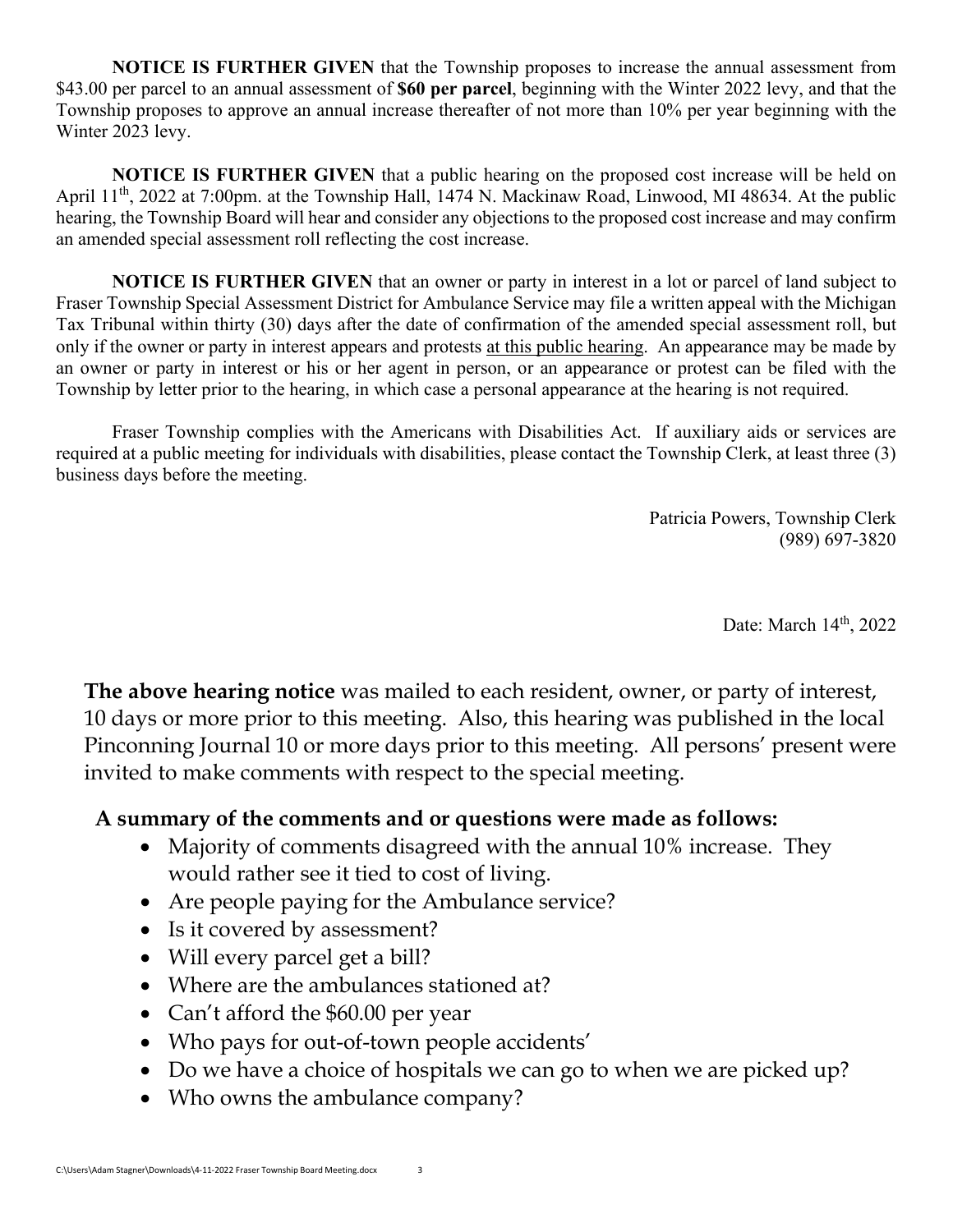**NOTICE IS FURTHER GIVEN** that the Township proposes to increase the annual assessment from \$43.00 per parcel to an annual assessment of **\$60 per parcel**, beginning with the Winter 2022 levy, and that the Township proposes to approve an annual increase thereafter of not more than 10% per year beginning with the Winter 2023 levy.

**NOTICE IS FURTHER GIVEN** that a public hearing on the proposed cost increase will be held on April 11th, 2022 at 7:00pm. at the Township Hall, 1474 N. Mackinaw Road, Linwood, MI 48634. At the public hearing, the Township Board will hear and consider any objections to the proposed cost increase and may confirm an amended special assessment roll reflecting the cost increase.

**NOTICE IS FURTHER GIVEN** that an owner or party in interest in a lot or parcel of land subject to Fraser Township Special Assessment District for Ambulance Service may file a written appeal with the Michigan Tax Tribunal within thirty (30) days after the date of confirmation of the amended special assessment roll, but only if the owner or party in interest appears and protests <u>at this public hearing</u>. An appearance may be made by an owner or party in interest or his or her agent in person, or an appearance or protest can be filed with the Township by letter prior to the hearing, in which case a personal appearance at the hearing is not required.

Fraser Township complies with the Americans with Disabilities Act. If auxiliary aids or services are required at a public meeting for individuals with disabilities, please contact the Township Clerk, at least three (3) business days before the meeting.

Patricia Powers, Township Clerk
(989) 697-3820

Date: March 14th, 2022

**The above hearing notice** was mailed to each resident, owner, or party of interest, 10 days or more prior to this meeting. Also, this hearing was published in the local Pinconning Journal 10 or more days prior to this meeting. All persons' present were invited to make comments with respect to the special meeting.

**A summary of the comments and or questions were made as follows:**

- Majority of comments disagreed with the annual 10% increase. They would rather see it tied to cost of living.
- Are people paying for the Ambulance service?
- Is it covered by assessment?
- Will every parcel get a bill?
- Where are the ambulances stationed at?
- Can't afford the \$60.00 per year
- Who pays for out-of-town people accidents'
- Do we have a choice of hospitals we can go to when we are picked up?
- Who owns the ambulance company?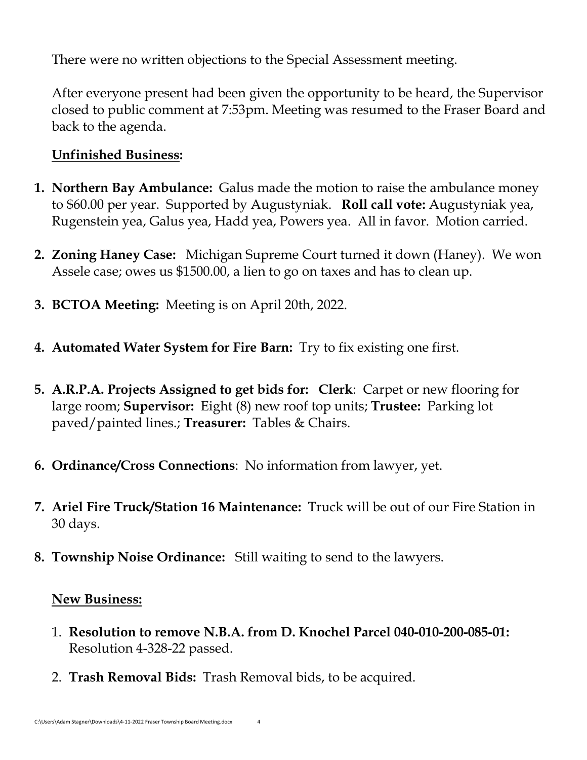There were no written objections to the Special Assessment meeting.

After everyone present had been given the opportunity to be heard, the Supervisor closed to public comment at 7:53pm. Meeting was resumed to the Fraser Board and back to the agenda.

**Unfinished Business:**

1. **Northern Bay Ambulance:** Galus made the motion to raise the ambulance money to $60.00 per year. Supported by Augustyniak. **Roll call vote:** Augustyniak yea, Rugenstein yea, Galus yea, Hadd yea, Powers yea. All in favor. Motion carried.

2. **Zoning Haney Case:** Michigan Supreme Court turned it down (Haney). We won Assele case; owes us $1500.00, a lien to go on taxes and has to clean up.

3. **BCTOA Meeting:** Meeting is on April 20th, 2022.

4. **Automated Water System for Fire Barn:** Try to fix existing one first.

5. **A.R.P.A. Projects Assigned to get bids for:** **Clerk**: Carpet or new flooring for large room; **Supervisor:** Eight (8) new roof top units; **Trustee:** Parking lot paved/painted lines.; **Treasurer:** Tables & Chairs.

6. **Ordinance/Cross Connections**: No information from lawyer, yet.

7. **Ariel Fire Truck/Station 16 Maintenance:** Truck will be out of our Fire Station in 30 days.

8. **Township Noise Ordinance:** Still waiting to send to the lawyers.

**New Business:**

1. **Resolution to remove N.B.A. from D. Knochel Parcel 040-010-200-085-01:** Resolution 4-328-22 passed.

2. **Trash Removal Bids:** Trash Removal bids, to be acquired.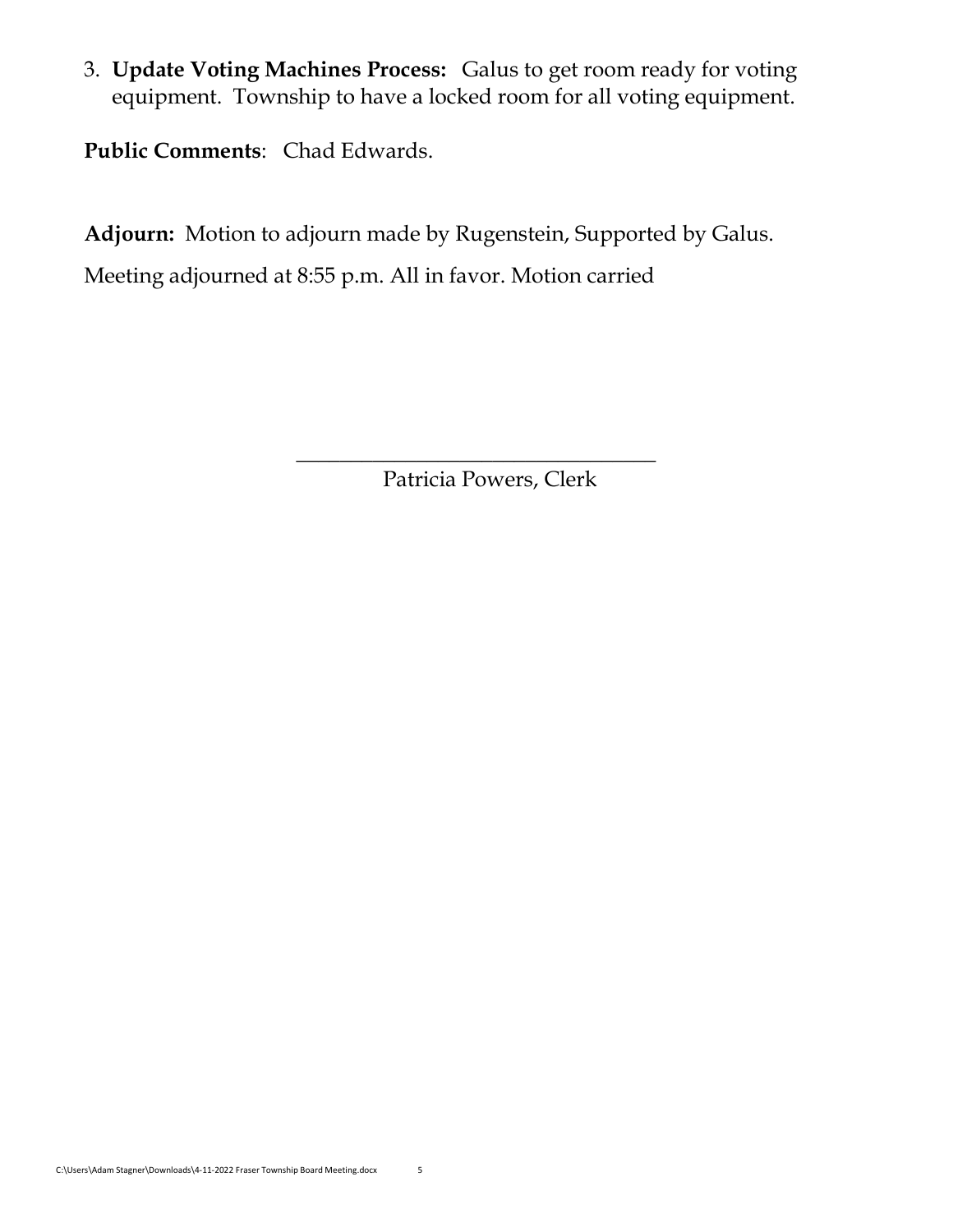3. **Update Voting Machines Process:** Galus to get room ready for voting equipment. Township to have a locked room for all voting equipment.

**Public Comments**: Chad Edwards.

**Adjourn:** Motion to adjourn made by Rugenstein, Supported by Galus.

Meeting adjourned at 8:55 p.m. All in favor. Motion carried

\_\_\_\_\_\_\_\_\_\_\_\_\_\_\_\_\_\_\_\_\_\_\_\_\_\_\_\_\_\_\_\_\_\_

Patricia Powers, Clerk

C:\Users\Adam Stagner\Downloads\4-11-2022 Fraser Township Board Meeting.docx